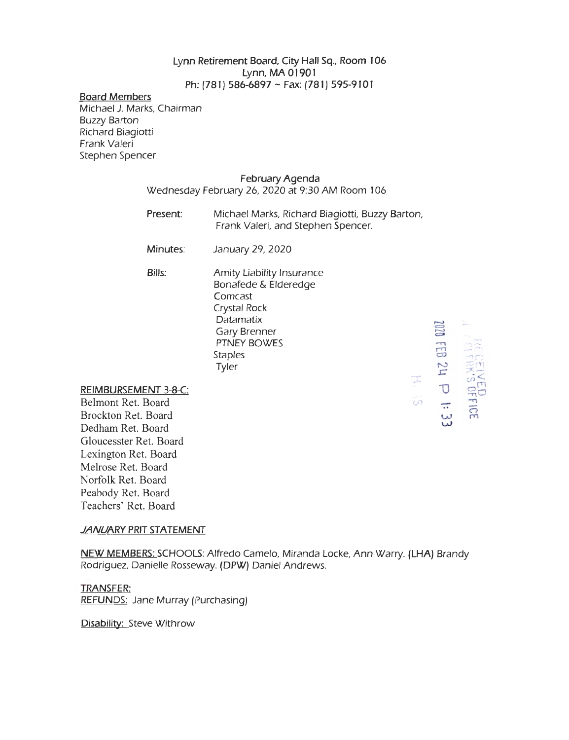Lynn Retirement Board, City Hall Sq., Room 106
Lynn, MA 01901
Ph: (781) 586-6897 ~ Fax: (781) 595-9101

**Board Members**
Michael J. Marks, Chairman
Buzzy Barton
Richard Biagiotti
Frank Valeri
Stephen Spencer

February Agenda
Wednesday February 26, 2020 at 9:30 AM Room 106

**Present:** Michael Marks, Richard Biagiotti, Buzzy Barton, Frank Valeri, and Stephen Spencer.

**Minutes:** January 29, 2020

**Bills:**
Amity Liability Insurance
Bonafede & Elderedge
Comcast
Crystal Rock
Datamatix
Gary Brenner
PTNEY BOWES
Staples
Tyler

RECEIVED
CLERK'S OFFICE
2020 FEB 24 P 1:33

**REIMBURSEMENT 3-8-C:**
Belmont Ret. Board
Brockton Ret. Board
Dedham Ret. Board
Gloucesster Ret. Board
Lexington Ret. Board
Melrose Ret. Board
Norfolk Ret. Board
Peabody Ret. Board
Teachers' Ret. Board

**JANUARY PRIT STATEMENT**

**NEW MEMBERS:** SCHOOLS: Alfredo Camelo, Miranda Locke, Ann Warry. (LHA) Brandy Rodriguez, Danielle Rosseway. (DPW) Daniel Andrews.

**TRANSFER:**
**REFUNDS:** Jane Murray (Purchasing)

**Disability:** Steve Withrow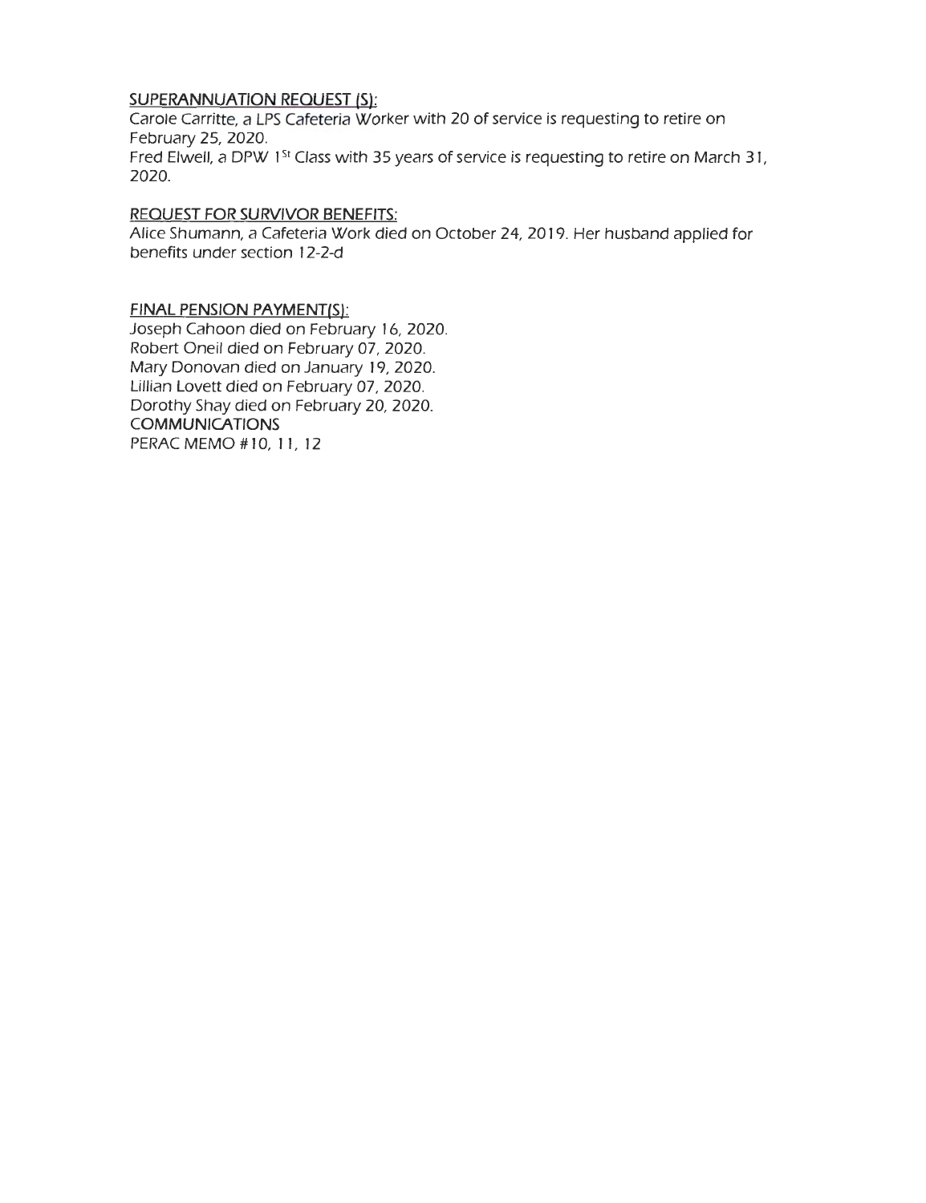<u>SUPERANNUATION REQUEST (S):</u>

Carole Carritte, a LPS Cafeteria Worker with 20 of service is requesting to retire on February 25, 2020.

Fred Elwell, a DPW 1St Class with 35 years of service is requesting to retire on March 31, 2020.

<u>REQUEST FOR SURVIVOR BENEFITS:</u>

Alice Shumann, a Cafeteria Work died on October 24, 2019. Her husband applied for benefits under section 12-2-d

<u>FINAL PENSION PAYMENT(S):</u>

Joseph Cahoon died on February 16, 2020.
Robert Oneil died on February 07, 2020.
Mary Donovan died on January 19, 2020.
Lillian Lovett died on February 07, 2020.
Dorothy Shay died on February 20, 2020.

COMMUNICATIONS

PERAC MEMO #10, 11, 12